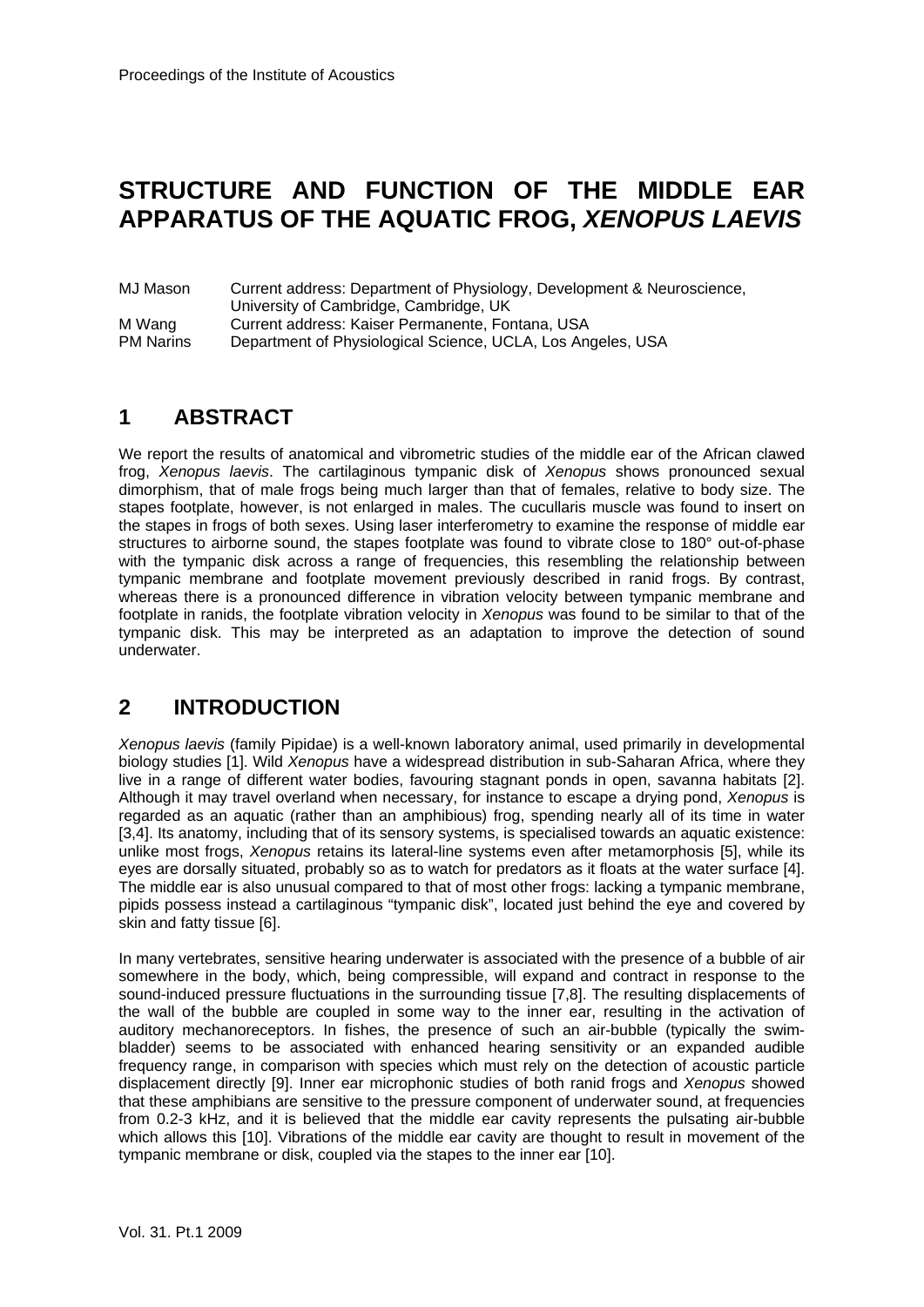# STRUCTURE AND FUNCTION OF THE MIDDLE EAR APPARATUS OF THE AQUATIC FROG, *XENOPUS LAEVIS*

MJ Mason Current address: Department of Physiology, Development & Neuroscience, University of Cambridge, Cambridge, UK
M Wang Current address: Kaiser Permanente, Fontana, USA
PM Narins Department of Physiological Science, UCLA, Los Angeles, USA

## 1 ABSTRACT

We report the results of anatomical and vibrometric studies of the middle ear of the African clawed frog, *Xenopus laevis*. The cartilaginous tympanic disk of *Xenopus* shows pronounced sexual dimorphism, that of male frogs being much larger than that of females, relative to body size. The stapes footplate, however, is not enlarged in males. The cucullaris muscle was found to insert on the stapes in frogs of both sexes. Using laser interferometry to examine the response of middle ear structures to airborne sound, the stapes footplate was found to vibrate close to 180° out-of-phase with the tympanic disk across a range of frequencies, this resembling the relationship between tympanic membrane and footplate movement previously described in ranid frogs. By contrast, whereas there is a pronounced difference in vibration velocity between tympanic membrane and footplate in ranids, the footplate vibration velocity in *Xenopus* was found to be similar to that of the tympanic disk. This may be interpreted as an adaptation to improve the detection of sound underwater.

## 2 INTRODUCTION

*Xenopus laevis* (family Pipidae) is a well-known laboratory animal, used primarily in developmental biology studies [1]. Wild *Xenopus* have a widespread distribution in sub-Saharan Africa, where they live in a range of different water bodies, favouring stagnant ponds in open, savanna habitats [2]. Although it may travel overland when necessary, for instance to escape a drying pond, *Xenopus* is regarded as an aquatic (rather than an amphibious) frog, spending nearly all of its time in water [3,4]. Its anatomy, including that of its sensory systems, is specialised towards an aquatic existence: unlike most frogs, *Xenopus* retains its lateral-line systems even after metamorphosis [5], while its eyes are dorsally situated, probably so as to watch for predators as it floats at the water surface [4]. The middle ear is also unusual compared to that of most other frogs: lacking a tympanic membrane, pipids possess instead a cartilaginous "tympanic disk", located just behind the eye and covered by skin and fatty tissue [6].

In many vertebrates, sensitive hearing underwater is associated with the presence of a bubble of air somewhere in the body, which, being compressible, will expand and contract in response to the sound-induced pressure fluctuations in the surrounding tissue [7,8]. The resulting displacements of the wall of the bubble are coupled in some way to the inner ear, resulting in the activation of auditory mechanoreceptors. In fishes, the presence of such an air-bubble (typically the swim-bladder) seems to be associated with enhanced hearing sensitivity or an expanded audible frequency range, in comparison with species which must rely on the detection of acoustic particle displacement directly [9]. Inner ear microphonic studies of both ranid frogs and *Xenopus* showed that these amphibians are sensitive to the pressure component of underwater sound, at frequencies from 0.2-3 kHz, and it is believed that the middle ear cavity represents the pulsating air-bubble which allows this [10]. Vibrations of the middle ear cavity are thought to result in movement of the tympanic membrane or disk, coupled via the stapes to the inner ear [10].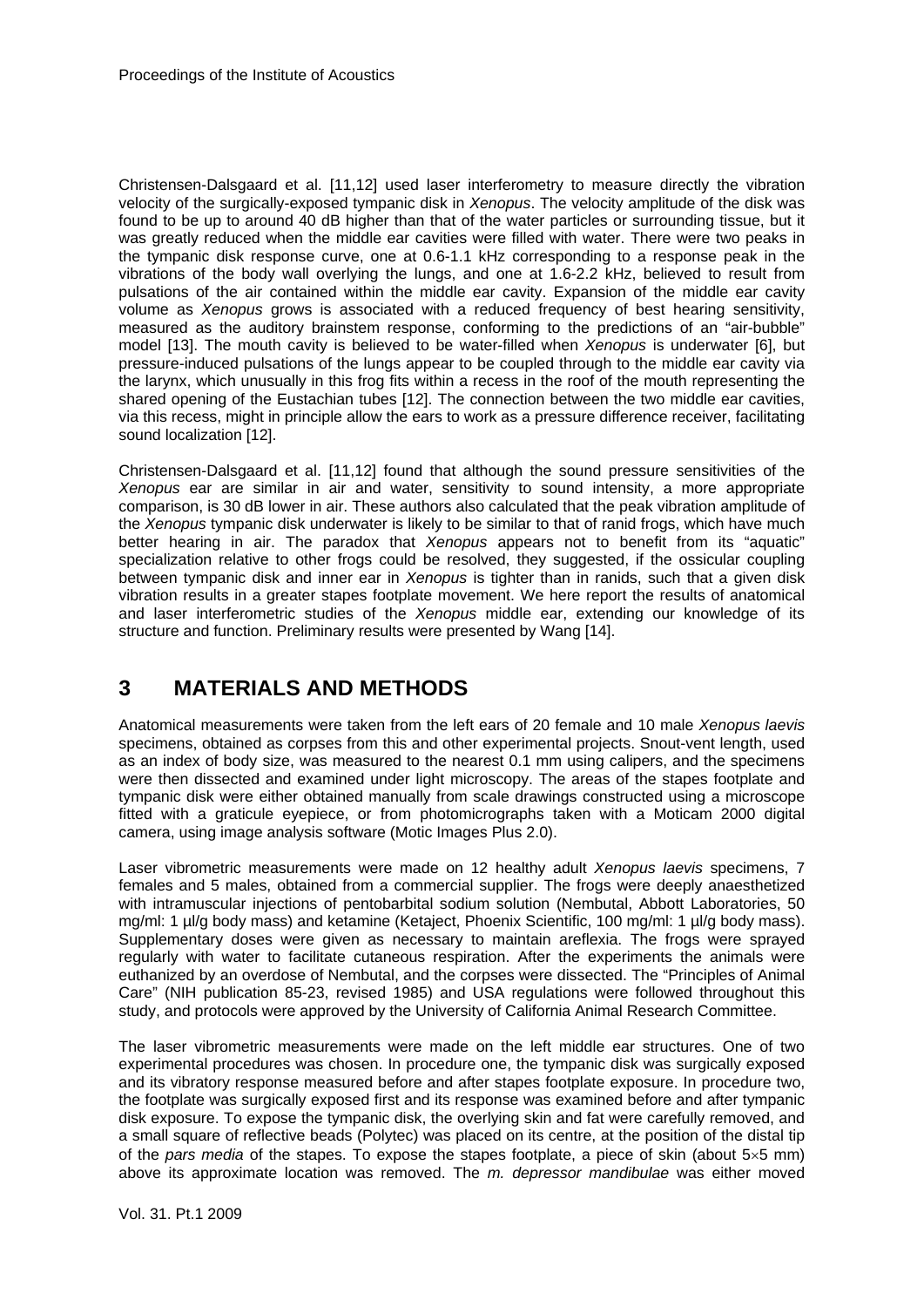Christensen-Dalsgaard et al. [11,12] used laser interferometry to measure directly the vibration velocity of the surgically-exposed tympanic disk in *Xenopus*. The velocity amplitude of the disk was found to be up to around 40 dB higher than that of the water particles or surrounding tissue, but it was greatly reduced when the middle ear cavities were filled with water. There were two peaks in the tympanic disk response curve, one at 0.6-1.1 kHz corresponding to a response peak in the vibrations of the body wall overlying the lungs, and one at 1.6-2.2 kHz, believed to result from pulsations of the air contained within the middle ear cavity. Expansion of the middle ear cavity volume as *Xenopus* grows is associated with a reduced frequency of best hearing sensitivity, measured as the auditory brainstem response, conforming to the predictions of an "air-bubble" model [13]. The mouth cavity is believed to be water-filled when *Xenopus* is underwater [6], but pressure-induced pulsations of the lungs appear to be coupled through to the middle ear cavity via the larynx, which unusually in this frog fits within a recess in the roof of the mouth representing the shared opening of the Eustachian tubes [12]. The connection between the two middle ear cavities, via this recess, might in principle allow the ears to work as a pressure difference receiver, facilitating sound localization [12].

Christensen-Dalsgaard et al. [11,12] found that although the sound pressure sensitivities of the *Xenopus* ear are similar in air and water, sensitivity to sound intensity, a more appropriate comparison, is 30 dB lower in air. These authors also calculated that the peak vibration amplitude of the *Xenopus* tympanic disk underwater is likely to be similar to that of ranid frogs, which have much better hearing in air. The paradox that *Xenopus* appears not to benefit from its "aquatic" specialization relative to other frogs could be resolved, they suggested, if the ossicular coupling between tympanic disk and inner ear in *Xenopus* is tighter than in ranids, such that a given disk vibration results in a greater stapes footplate movement. We here report the results of anatomical and laser interferometric studies of the *Xenopus* middle ear, extending our knowledge of its structure and function. Preliminary results were presented by Wang [14].

# 3 MATERIALS AND METHODS

Anatomical measurements were taken from the left ears of 20 female and 10 male *Xenopus laevis* specimens, obtained as corpses from this and other experimental projects. Snout-vent length, used as an index of body size, was measured to the nearest 0.1 mm using calipers, and the specimens were then dissected and examined under light microscopy. The areas of the stapes footplate and tympanic disk were either obtained manually from scale drawings constructed using a microscope fitted with a graticule eyepiece, or from photomicrographs taken with a Moticam 2000 digital camera, using image analysis software (Motic Images Plus 2.0).

Laser vibrometric measurements were made on 12 healthy adult *Xenopus laevis* specimens, 7 females and 5 males, obtained from a commercial supplier. The frogs were deeply anaesthetized with intramuscular injections of pentobarbital sodium solution (Nembutal, Abbott Laboratories, 50 mg/ml: 1 µl/g body mass) and ketamine (Ketaject, Phoenix Scientific, 100 mg/ml: 1 µl/g body mass). Supplementary doses were given as necessary to maintain areflexia. The frogs were sprayed regularly with water to facilitate cutaneous respiration. After the experiments the animals were euthanized by an overdose of Nembutal, and the corpses were dissected. The "Principles of Animal Care" (NIH publication 85-23, revised 1985) and USA regulations were followed throughout this study, and protocols were approved by the University of California Animal Research Committee.

The laser vibrometric measurements were made on the left middle ear structures. One of two experimental procedures was chosen. In procedure one, the tympanic disk was surgically exposed and its vibratory response measured before and after stapes footplate exposure. In procedure two, the footplate was surgically exposed first and its response was examined before and after tympanic disk exposure. To expose the tympanic disk, the overlying skin and fat were carefully removed, and a small square of reflective beads (Polytec) was placed on its centre, at the position of the distal tip of the *pars media* of the stapes. To expose the stapes footplate, a piece of skin (about 5×5 mm) above its approximate location was removed. The *m. depressor mandibulae* was either moved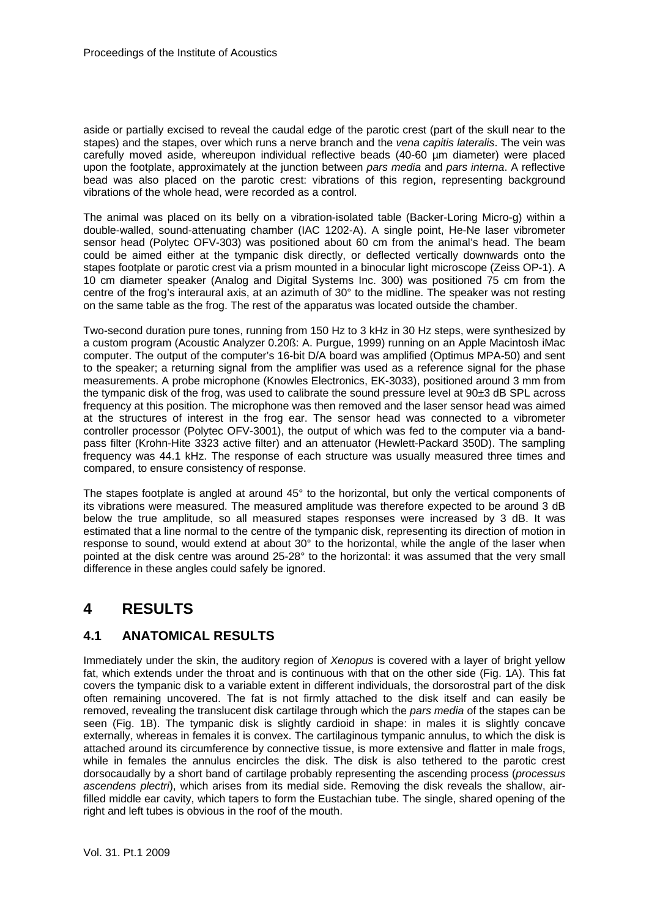aside or partially excised to reveal the caudal edge of the parotic crest (part of the skull near to the stapes) and the stapes, over which runs a nerve branch and the *vena capitis lateralis*. The vein was carefully moved aside, whereupon individual reflective beads (40-60 µm diameter) were placed upon the footplate, approximately at the junction between *pars media* and *pars interna*. A reflective bead was also placed on the parotic crest: vibrations of this region, representing background vibrations of the whole head, were recorded as a control.

The animal was placed on its belly on a vibration-isolated table (Backer-Loring Micro-g) within a double-walled, sound-attenuating chamber (IAC 1202-A). A single point, He-Ne laser vibrometer sensor head (Polytec OFV-303) was positioned about 60 cm from the animal's head. The beam could be aimed either at the tympanic disk directly, or deflected vertically downwards onto the stapes footplate or parotic crest via a prism mounted in a binocular light microscope (Zeiss OP-1). A 10 cm diameter speaker (Analog and Digital Systems Inc. 300) was positioned 75 cm from the centre of the frog's interaural axis, at an azimuth of 30° to the midline. The speaker was not resting on the same table as the frog. The rest of the apparatus was located outside the chamber.

Two-second duration pure tones, running from 150 Hz to 3 kHz in 30 Hz steps, were synthesized by a custom program (Acoustic Analyzer 0.20ß: A. Purgue, 1999) running on an Apple Macintosh iMac computer. The output of the computer's 16-bit D/A board was amplified (Optimus MPA-50) and sent to the speaker; a returning signal from the amplifier was used as a reference signal for the phase measurements. A probe microphone (Knowles Electronics, EK-3033), positioned around 3 mm from the tympanic disk of the frog, was used to calibrate the sound pressure level at 90±3 dB SPL across frequency at this position. The microphone was then removed and the laser sensor head was aimed at the structures of interest in the frog ear. The sensor head was connected to a vibrometer controller processor (Polytec OFV-3001), the output of which was fed to the computer via a band-pass filter (Krohn-Hite 3323 active filter) and an attenuator (Hewlett-Packard 350D). The sampling frequency was 44.1 kHz. The response of each structure was usually measured three times and compared, to ensure consistency of response.

The stapes footplate is angled at around 45° to the horizontal, but only the vertical components of its vibrations were measured. The measured amplitude was therefore expected to be around 3 dB below the true amplitude, so all measured stapes responses were increased by 3 dB. It was estimated that a line normal to the centre of the tympanic disk, representing its direction of motion in response to sound, would extend at about 30° to the horizontal, while the angle of the laser when pointed at the disk centre was around 25-28° to the horizontal: it was assumed that the very small difference in these angles could safely be ignored.

# 4 RESULTS

## 4.1 ANATOMICAL RESULTS

Immediately under the skin, the auditory region of *Xenopus* is covered with a layer of bright yellow fat, which extends under the throat and is continuous with that on the other side (Fig. 1A). This fat covers the tympanic disk to a variable extent in different individuals, the dorsorostral part of the disk often remaining uncovered. The fat is not firmly attached to the disk itself and can easily be removed, revealing the translucent disk cartilage through which the *pars media* of the stapes can be seen (Fig. 1B). The tympanic disk is slightly cardioid in shape: in males it is slightly concave externally, whereas in females it is convex. The cartilaginous tympanic annulus, to which the disk is attached around its circumference by connective tissue, is more extensive and flatter in male frogs, while in females the annulus encircles the disk. The disk is also tethered to the parotic crest dorsocaudally by a short band of cartilage probably representing the ascending process (*processus ascendens plectri*), which arises from its medial side. Removing the disk reveals the shallow, air-filled middle ear cavity, which tapers to form the Eustachian tube. The single, shared opening of the right and left tubes is obvious in the roof of the mouth.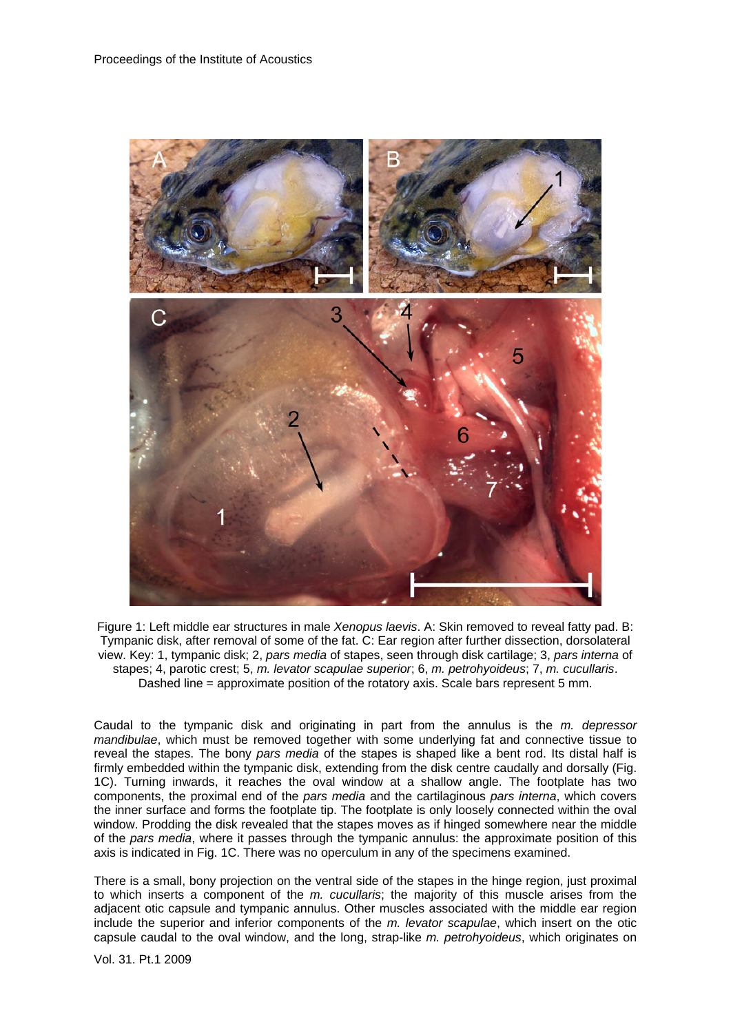Figure 1: Left middle ear structures in male *Xenopus laevis*. A: Skin removed to reveal fatty pad. B: Tympanic disk, after removal of some of the fat. C: Ear region after further dissection, dorsolateral view. Key: 1, tympanic disk; 2, *pars media* of stapes, seen through disk cartilage; 3, *pars interna* of stapes; 4, parotic crest; 5, *m. levator scapulae superior*; 6, *m. petrohyoideus*; 7, *m. cucullaris*. Dashed line = approximate position of the rotatory axis. Scale bars represent 5 mm.

Caudal to the tympanic disk and originating in part from the annulus is the *m. depressor mandibulae*, which must be removed together with some underlying fat and connective tissue to reveal the stapes. The bony *pars media* of the stapes is shaped like a bent rod. Its distal half is firmly embedded within the tympanic disk, extending from the disk centre caudally and dorsally (Fig. 1C). Turning inwards, it reaches the oval window at a shallow angle. The footplate has two components, the proximal end of the *pars media* and the cartilaginous *pars interna*, which covers the inner surface and forms the footplate tip. The footplate is only loosely connected within the oval window. Prodding the disk revealed that the stapes moves as if hinged somewhere near the middle of the *pars media*, where it passes through the tympanic annulus: the approximate position of this axis is indicated in Fig. 1C. There was no operculum in any of the specimens examined.

There is a small, bony projection on the ventral side of the stapes in the hinge region, just proximal to which inserts a component of the *m. cucullaris*; the majority of this muscle arises from the adjacent otic capsule and tympanic annulus. Other muscles associated with the middle ear region include the superior and inferior components of the *m. levator scapulae*, which insert on the otic capsule caudal to the oval window, and the long, strap-like *m. petrohyoideus*, which originates on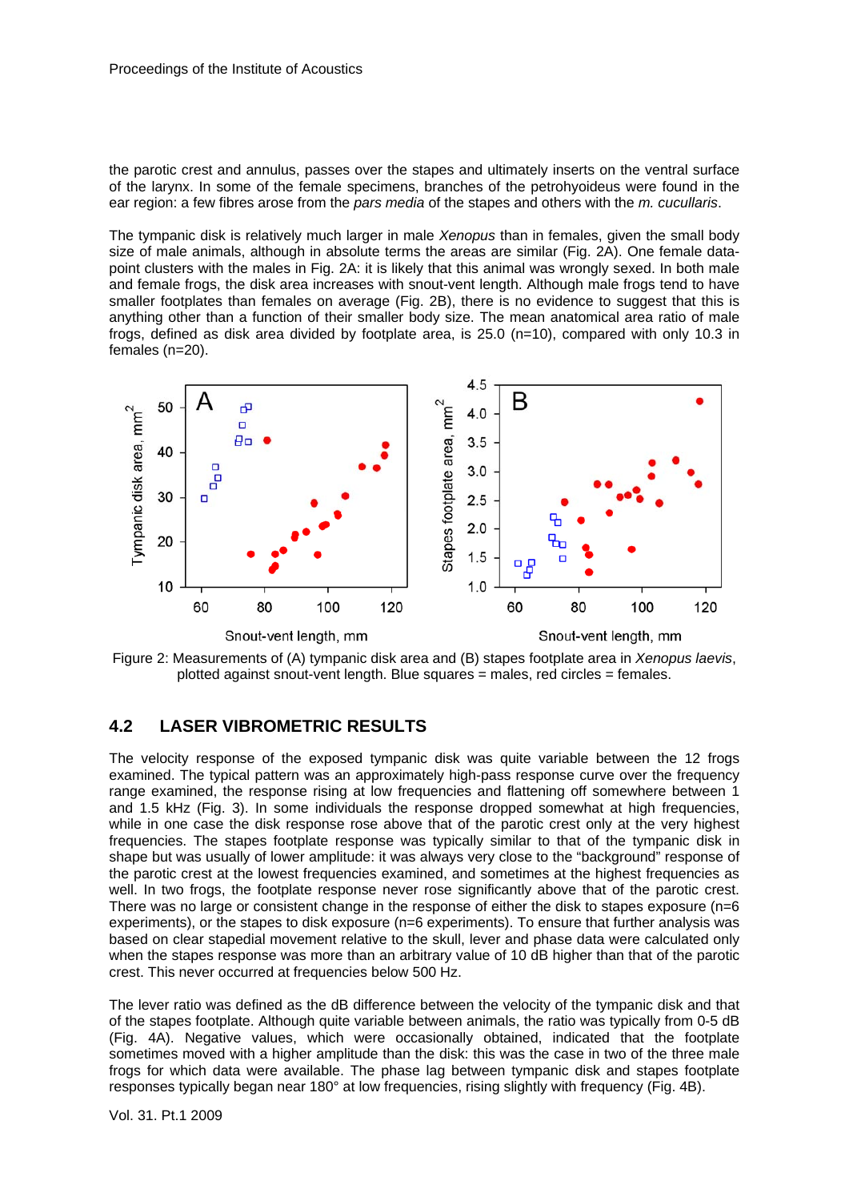the parotic crest and annulus, passes over the stapes and ultimately inserts on the ventral surface of the larynx. In some of the female specimens, branches of the petrohyoideus were found in the ear region: a few fibres arose from the *pars media* of the stapes and others with the *m. cucullaris*.

The tympanic disk is relatively much larger in male *Xenopus* than in females, given the small body size of male animals, although in absolute terms the areas are similar (Fig. 2A). One female data-point clusters with the males in Fig. 2A: it is likely that this animal was wrongly sexed. In both male and female frogs, the disk area increases with snout-vent length. Although male frogs tend to have smaller footplates than females on average (Fig. 2B), there is no evidence to suggest that this is anything other than a function of their smaller body size. The mean anatomical area ratio of male frogs, defined as disk area divided by footplate area, is 25.0 (n=10), compared with only 10.3 in females (n=20).

Figure 2: Measurements of (A) tympanic disk area and (B) stapes footplate area in *Xenopus laevis*, plotted against snout-vent length. Blue squares = males, red circles = females.

## 4.2 LASER VIBROMETRIC RESULTS

The velocity response of the exposed tympanic disk was quite variable between the 12 frogs examined. The typical pattern was an approximately high-pass response curve over the frequency range examined, the response rising at low frequencies and flattening off somewhere between 1 and 1.5 kHz (Fig. 3). In some individuals the response dropped somewhat at high frequencies, while in one case the disk response rose above that of the parotic crest only at the very highest frequencies. The stapes footplate response was typically similar to that of the tympanic disk in shape but was usually of lower amplitude: it was always very close to the "background" response of the parotic crest at the lowest frequencies examined, and sometimes at the highest frequencies as well. In two frogs, the footplate response never rose significantly above that of the parotic crest. There was no large or consistent change in the response of either the disk to stapes exposure (n=6 experiments), or the stapes to disk exposure (n=6 experiments). To ensure that further analysis was based on clear stapedial movement relative to the skull, lever and phase data were calculated only when the stapes response was more than an arbitrary value of 10 dB higher than that of the parotic crest. This never occurred at frequencies below 500 Hz.

The lever ratio was defined as the dB difference between the velocity of the tympanic disk and that of the stapes footplate. Although quite variable between animals, the ratio was typically from 0-5 dB (Fig. 4A). Negative values, which were occasionally obtained, indicated that the footplate sometimes moved with a higher amplitude than the disk: this was the case in two of the three male frogs for which data were available. The phase lag between tympanic disk and stapes footplate responses typically began near 180° at low frequencies, rising slightly with frequency (Fig. 4B).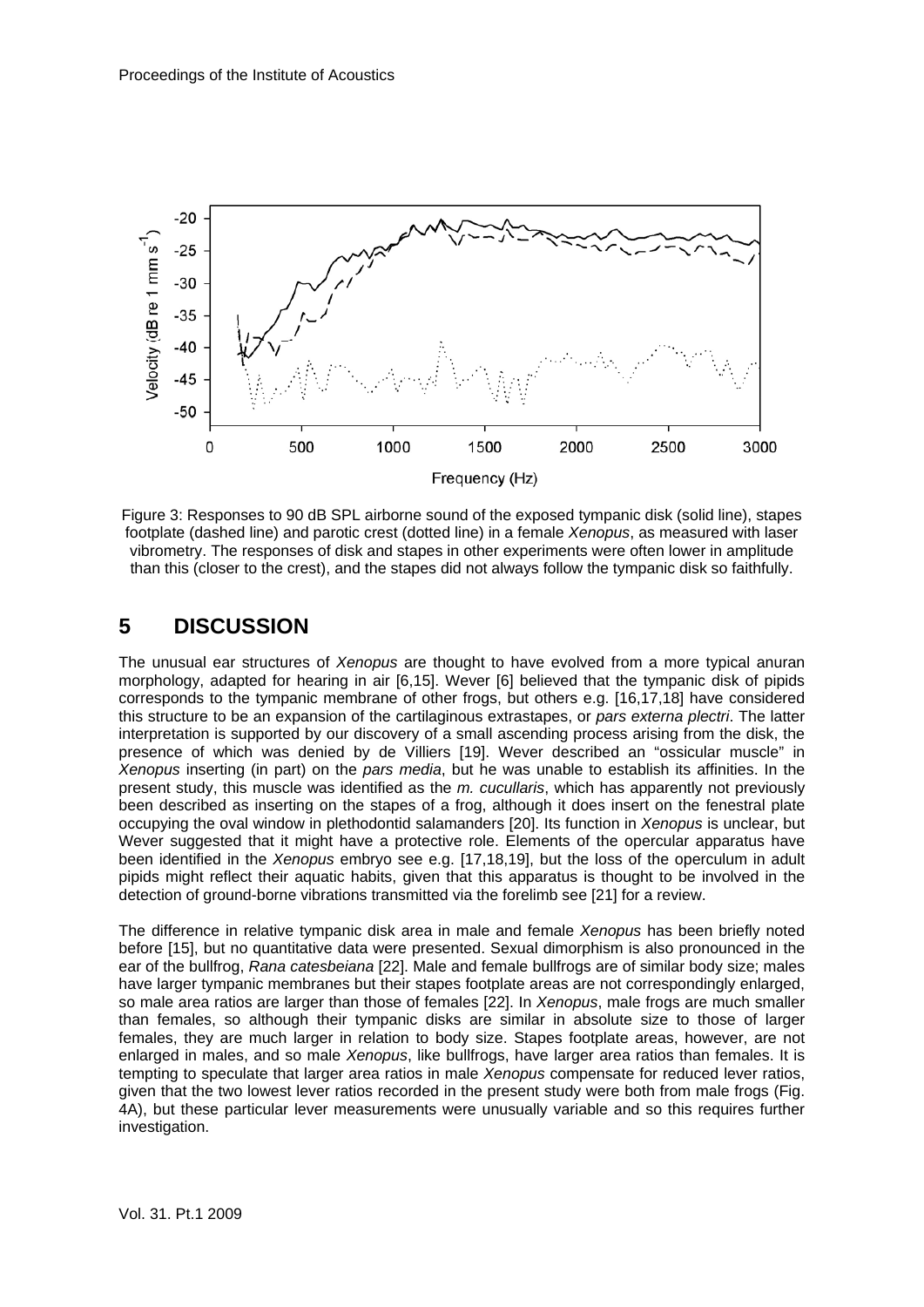Figure 3: Responses to 90 dB SPL airborne sound of the exposed tympanic disk (solid line), stapes footplate (dashed line) and parotic crest (dotted line) in a female *Xenopus*, as measured with laser vibrometry. The responses of disk and stapes in other experiments were often lower in amplitude than this (closer to the crest), and the stapes did not always follow the tympanic disk so faithfully.

# 5 DISCUSSION

The unusual ear structures of *Xenopus* are thought to have evolved from a more typical anuran morphology, adapted for hearing in air [6,15]. Wever [6] believed that the tympanic disk of pipids corresponds to the tympanic membrane of other frogs, but others e.g. [16,17,18] have considered this structure to be an expansion of the cartilaginous extrastapes, or *pars externa plectri*. The latter interpretation is supported by our discovery of a small ascending process arising from the disk, the presence of which was denied by de Villiers [19]. Wever described an "ossicular muscle" in *Xenopus* inserting (in part) on the *pars media*, but he was unable to establish its affinities. In the present study, this muscle was identified as the *m. cucullaris*, which has apparently not previously been described as inserting on the stapes of a frog, although it does insert on the fenestral plate occupying the oval window in plethodontid salamanders [20]. Its function in *Xenopus* is unclear, but Wever suggested that it might have a protective role. Elements of the opercular apparatus have been identified in the *Xenopus* embryo see e.g. [17,18,19], but the loss of the operculum in adult pipids might reflect their aquatic habits, given that this apparatus is thought to be involved in the detection of ground-borne vibrations transmitted via the forelimb see [21] for a review.

The difference in relative tympanic disk area in male and female *Xenopus* has been briefly noted before [15], but no quantitative data were presented. Sexual dimorphism is also pronounced in the ear of the bullfrog, *Rana catesbeiana* [22]. Male and female bullfrogs are of similar body size; males have larger tympanic membranes but their stapes footplate areas are not correspondingly enlarged, so male area ratios are larger than those of females [22]. In *Xenopus*, male frogs are much smaller than females, so although their tympanic disks are similar in absolute size to those of larger females, they are much larger in relation to body size. Stapes footplate areas, however, are not enlarged in males, and so male *Xenopus*, like bullfrogs, have larger area ratios than females. It is tempting to speculate that larger area ratios in male *Xenopus* compensate for reduced lever ratios, given that the two lowest lever ratios recorded in the present study were both from male frogs (Fig. 4A), but these particular lever measurements were unusually variable and so this requires further investigation.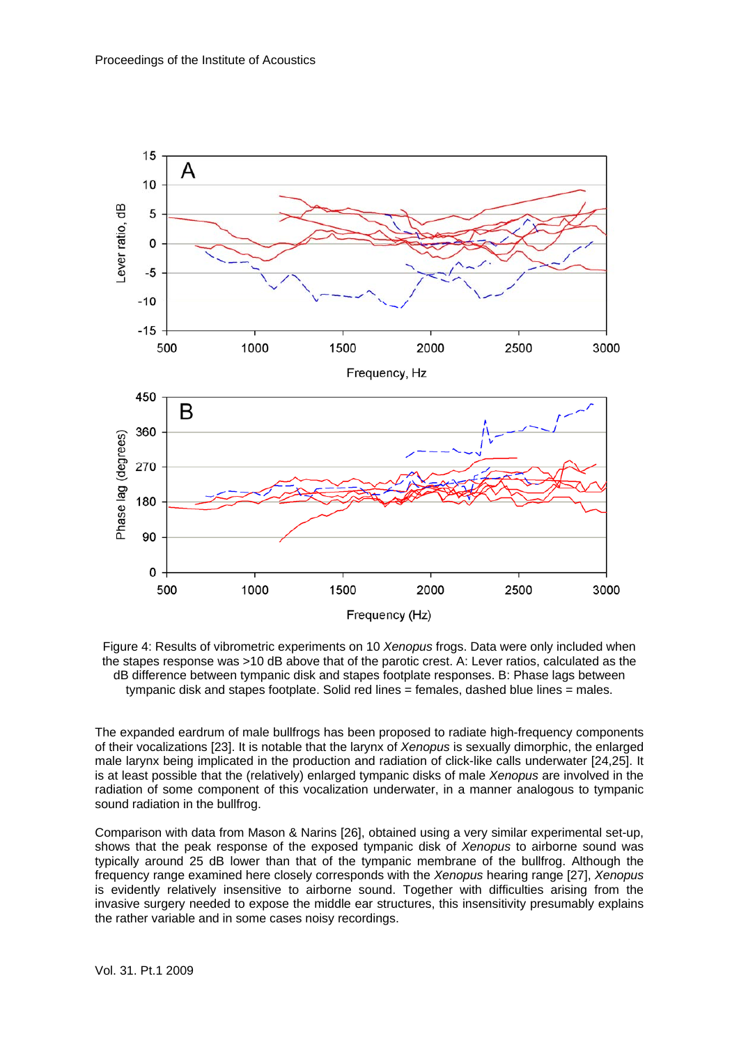Figure 4: Results of vibrometric experiments on 10 *Xenopus* frogs. Data were only included when the stapes response was >10 dB above that of the parotic crest. A: Lever ratios, calculated as the dB difference between tympanic disk and stapes footplate responses. B: Phase lags between tympanic disk and stapes footplate. Solid red lines = females, dashed blue lines = males.

The expanded eardrum of male bullfrogs has been proposed to radiate high-frequency components of their vocalizations [23]. It is notable that the larynx of *Xenopus* is sexually dimorphic, the enlarged male larynx being implicated in the production and radiation of click-like calls underwater [24,25]. It is at least possible that the (relatively) enlarged tympanic disks of male *Xenopus* are involved in the radiation of some component of this vocalization underwater, in a manner analogous to tympanic sound radiation in the bullfrog.

Comparison with data from Mason & Narins [26], obtained using a very similar experimental set-up, shows that the peak response of the exposed tympanic disk of *Xenopus* to airborne sound was typically around 25 dB lower than that of the tympanic membrane of the bullfrog. Although the frequency range examined here closely corresponds with the *Xenopus* hearing range [27], *Xenopus* is evidently relatively insensitive to airborne sound. Together with difficulties arising from the invasive surgery needed to expose the middle ear structures, this insensitivity presumably explains the rather variable and in some cases noisy recordings.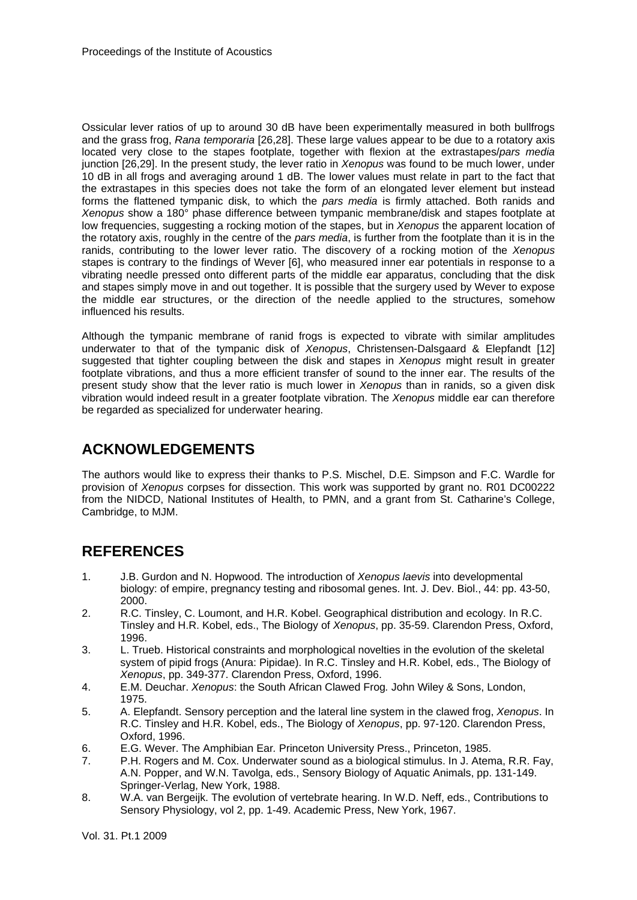Ossicular lever ratios of up to around 30 dB have been experimentally measured in both bullfrogs and the grass frog, *Rana temporaria* [26,28]. These large values appear to be due to a rotatory axis located very close to the stapes footplate, together with flexion at the extrastapes/*pars media* junction [26,29]. In the present study, the lever ratio in *Xenopus* was found to be much lower, under 10 dB in all frogs and averaging around 1 dB. The lower values must relate in part to the fact that the extrastapes in this species does not take the form of an elongated lever element but instead forms the flattened tympanic disk, to which the *pars media* is firmly attached. Both ranids and *Xenopus* show a 180° phase difference between tympanic membrane/disk and stapes footplate at low frequencies, suggesting a rocking motion of the stapes, but in *Xenopus* the apparent location of the rotatory axis, roughly in the centre of the *pars media*, is further from the footplate than it is in the ranids, contributing to the lower lever ratio. The discovery of a rocking motion of the *Xenopus* stapes is contrary to the findings of Wever [6], who measured inner ear potentials in response to a vibrating needle pressed onto different parts of the middle ear apparatus, concluding that the disk and stapes simply move in and out together. It is possible that the surgery used by Wever to expose the middle ear structures, or the direction of the needle applied to the structures, somehow influenced his results.

Although the tympanic membrane of ranid frogs is expected to vibrate with similar amplitudes underwater to that of the tympanic disk of *Xenopus*, Christensen-Dalsgaard & Elepfandt [12] suggested that tighter coupling between the disk and stapes in *Xenopus* might result in greater footplate vibrations, and thus a more efficient transfer of sound to the inner ear. The results of the present study show that the lever ratio is much lower in *Xenopus* than in ranids, so a given disk vibration would indeed result in a greater footplate vibration. The *Xenopus* middle ear can therefore be regarded as specialized for underwater hearing.

## ACKNOWLEDGEMENTS

The authors would like to express their thanks to P.S. Mischel, D.E. Simpson and F.C. Wardle for provision of *Xenopus* corpses for dissection. This work was supported by grant no. R01 DC00222 from the NIDCD, National Institutes of Health, to PMN, and a grant from St. Catharine's College, Cambridge, to MJM.

## REFERENCES

1. J.B. Gurdon and N. Hopwood. The introduction of *Xenopus laevis* into developmental biology: of empire, pregnancy testing and ribosomal genes. Int. J. Dev. Biol., 44: pp. 43-50, 2000.
2. R.C. Tinsley, C. Loumont, and H.R. Kobel. Geographical distribution and ecology. In R.C. Tinsley and H.R. Kobel, eds., The Biology of *Xenopus*, pp. 35-59. Clarendon Press, Oxford, 1996.
3. L. Trueb. Historical constraints and morphological novelties in the evolution of the skeletal system of pipid frogs (Anura: Pipidae). In R.C. Tinsley and H.R. Kobel, eds., The Biology of *Xenopus*, pp. 349-377. Clarendon Press, Oxford, 1996.
4. E.M. Deuchar. *Xenopus*: the South African Clawed Frog*.* John Wiley & Sons, London, 1975.
5. A. Elepfandt. Sensory perception and the lateral line system in the clawed frog, *Xenopus*. In R.C. Tinsley and H.R. Kobel, eds., The Biology of *Xenopus*, pp. 97-120. Clarendon Press, Oxford, 1996.
6. E.G. Wever. The Amphibian Ear. Princeton University Press., Princeton, 1985.
7. P.H. Rogers and M. Cox. Underwater sound as a biological stimulus. In J. Atema, R.R. Fay, A.N. Popper, and W.N. Tavolga, eds., Sensory Biology of Aquatic Animals, pp. 131-149. Springer-Verlag, New York, 1988.
8. W.A. van Bergeijk. The evolution of vertebrate hearing. In W.D. Neff, eds., Contributions to Sensory Physiology, vol 2, pp. 1-49. Academic Press, New York, 1967.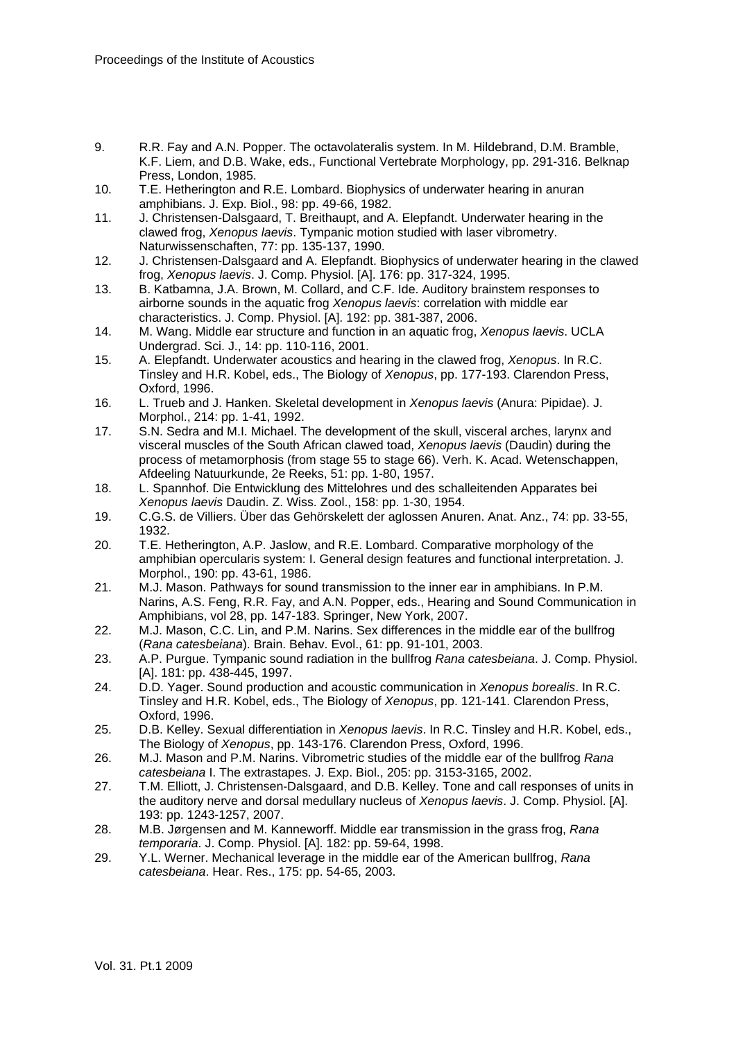9. R.R. Fay and A.N. Popper. The octavolateralis system. In M. Hildebrand, D.M. Bramble, K.F. Liem, and D.B. Wake, eds., Functional Vertebrate Morphology, pp. 291-316. Belknap Press, London, 1985.
10. T.E. Hetherington and R.E. Lombard. Biophysics of underwater hearing in anuran amphibians. J. Exp. Biol., 98: pp. 49-66, 1982.
11. J. Christensen-Dalsgaard, T. Breithaupt, and A. Elepfandt. Underwater hearing in the clawed frog, *Xenopus laevis*. Tympanic motion studied with laser vibrometry. Naturwissenschaften, 77: pp. 135-137, 1990.
12. J. Christensen-Dalsgaard and A. Elepfandt. Biophysics of underwater hearing in the clawed frog, *Xenopus laevis*. J. Comp. Physiol. [A]. 176: pp. 317-324, 1995.
13. B. Katbamna, J.A. Brown, M. Collard, and C.F. Ide. Auditory brainstem responses to airborne sounds in the aquatic frog *Xenopus laevis*: correlation with middle ear characteristics. J. Comp. Physiol. [A]. 192: pp. 381-387, 2006.
14. M. Wang. Middle ear structure and function in an aquatic frog, *Xenopus laevis*. UCLA Undergrad. Sci. J., 14: pp. 110-116, 2001.
15. A. Elepfandt. Underwater acoustics and hearing in the clawed frog, *Xenopus*. In R.C. Tinsley and H.R. Kobel, eds., The Biology of *Xenopus*, pp. 177-193. Clarendon Press, Oxford, 1996.
16. L. Trueb and J. Hanken. Skeletal development in *Xenopus laevis* (Anura: Pipidae). J. Morphol., 214: pp. 1-41, 1992.
17. S.N. Sedra and M.I. Michael. The development of the skull, visceral arches, larynx and visceral muscles of the South African clawed toad, *Xenopus laevis* (Daudin) during the process of metamorphosis (from stage 55 to stage 66). Verh. K. Acad. Wetenschappen, Afdeeling Natuurkunde, 2e Reeks, 51: pp. 1-80, 1957.
18. L. Spannhof. Die Entwicklung des Mittelohres und des schalleitenden Apparates bei *Xenopus laevis* Daudin. Z. Wiss. Zool., 158: pp. 1-30, 1954.
19. C.G.S. de Villiers. Über das Gehörskelett der aglossen Anuren. Anat. Anz., 74: pp. 33-55, 1932.
20. T.E. Hetherington, A.P. Jaslow, and R.E. Lombard. Comparative morphology of the amphibian opercularis system: I. General design features and functional interpretation. J. Morphol., 190: pp. 43-61, 1986.
21. M.J. Mason. Pathways for sound transmission to the inner ear in amphibians. In P.M. Narins, A.S. Feng, R.R. Fay, and A.N. Popper, eds., Hearing and Sound Communication in Amphibians, vol 28, pp. 147-183. Springer, New York, 2007.
22. M.J. Mason, C.C. Lin, and P.M. Narins. Sex differences in the middle ear of the bullfrog (*Rana catesbeiana*). Brain. Behav. Evol., 61: pp. 91-101, 2003.
23. A.P. Purgue. Tympanic sound radiation in the bullfrog *Rana catesbeiana*. J. Comp. Physiol. [A]. 181: pp. 438-445, 1997.
24. D.D. Yager. Sound production and acoustic communication in *Xenopus borealis*. In R.C. Tinsley and H.R. Kobel, eds., The Biology of *Xenopus*, pp. 121-141. Clarendon Press, Oxford, 1996.
25. D.B. Kelley. Sexual differentiation in *Xenopus laevis*. In R.C. Tinsley and H.R. Kobel, eds., The Biology of *Xenopus*, pp. 143-176. Clarendon Press, Oxford, 1996.
26. M.J. Mason and P.M. Narins. Vibrometric studies of the middle ear of the bullfrog *Rana catesbeiana* I. The extrastapes. J. Exp. Biol., 205: pp. 3153-3165, 2002.
27. T.M. Elliott, J. Christensen-Dalsgaard, and D.B. Kelley. Tone and call responses of units in the auditory nerve and dorsal medullary nucleus of *Xenopus laevis*. J. Comp. Physiol. [A]. 193: pp. 1243-1257, 2007.
28. M.B. Jørgensen and M. Kanneworff. Middle ear transmission in the grass frog, *Rana temporaria*. J. Comp. Physiol. [A]. 182: pp. 59-64, 1998.
29. Y.L. Werner. Mechanical leverage in the middle ear of the American bullfrog, *Rana catesbeiana*. Hear. Res., 175: pp. 54-65, 2003.